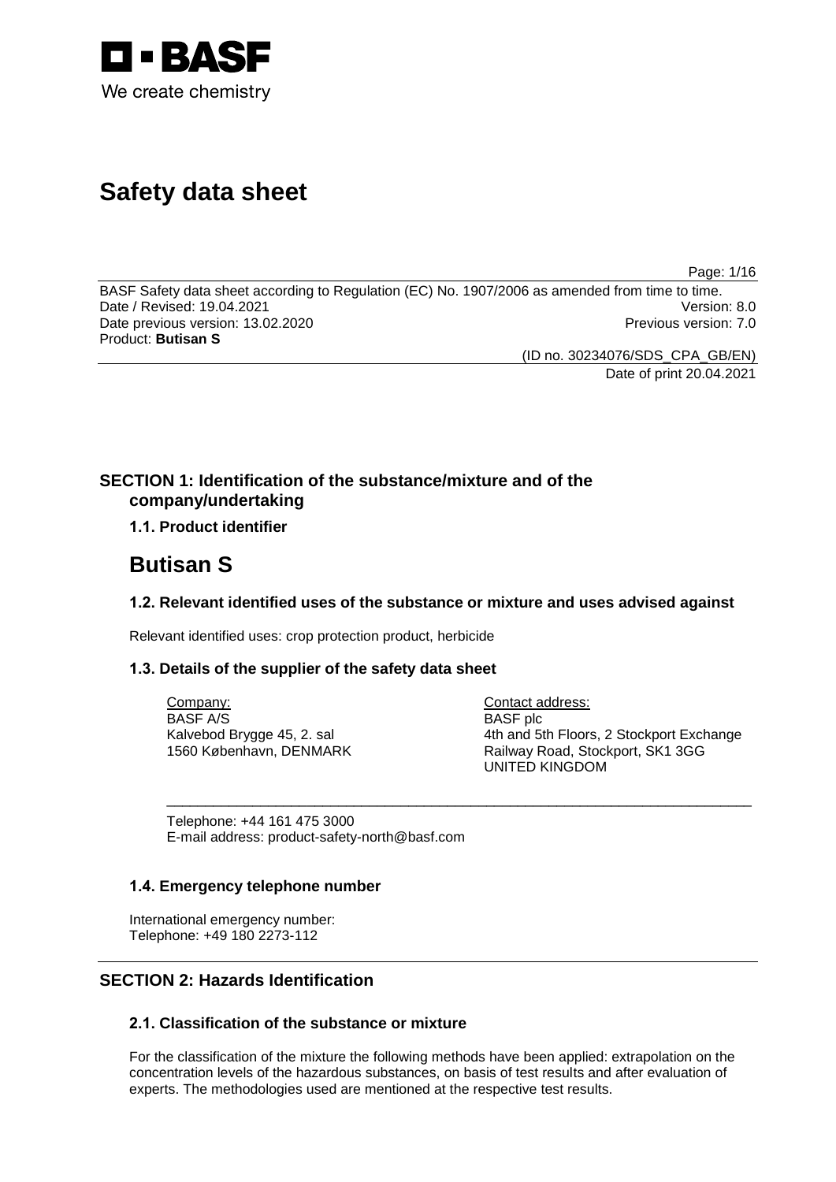BASF

We create chemistry

# Safety data sheet

BASF Safety data sheet according to Regulation (EC) No. 1907/2006 as amended from time to time.
Date / Revised: 19.04.2021 Version: 8.0
Date previous version: 13.02.2020 Previous version: 7.0
Product: **Butisan S**

(ID no. 30234076/SDS_CPA_GB/EN)
Date of print 20.04.2021

## SECTION 1: Identification of the substance/mixture and of the company/undertaking

### 1.1. Product identifier

# Butisan S

### 1.2. Relevant identified uses of the substance or mixture and uses advised against

Relevant identified uses: crop protection product, herbicide

### 1.3. Details of the supplier of the safety data sheet

Company:
BASF A/S
Kalvebod Brygge 45, 2. sal
1560 København, DENMARK

Contact address:
BASF plc
4th and 5th Floors, 2 Stockport Exchange
Railway Road, Stockport, SK1 3GG
UNITED KINGDOM

Telephone: +44 161 475 3000
E-mail address: product-safety-north@basf.com

### 1.4. Emergency telephone number

International emergency number:
Telephone: +49 180 2273-112

## SECTION 2: Hazards Identification

### 2.1. Classification of the substance or mixture

For the classification of the mixture the following methods have been applied: extrapolation on the concentration levels of the hazardous substances, on basis of test results and after evaluation of experts. The methodologies used are mentioned at the respective test results.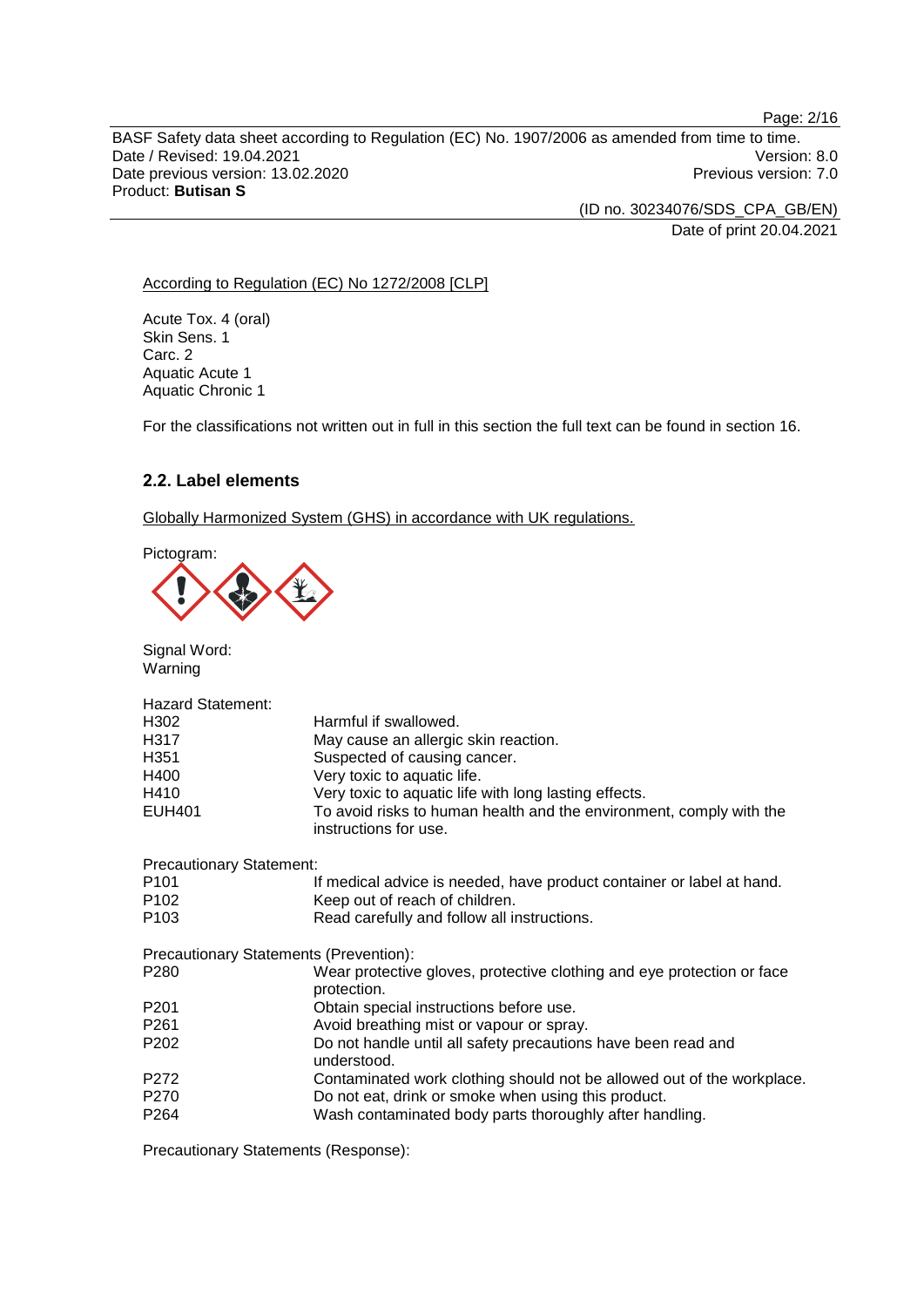According to Regulation (EC) No 1272/2008 [CLP]

Acute Tox. 4 (oral)
Skin Sens. 1
Carc. 2
Aquatic Acute 1
Aquatic Chronic 1

For the classifications not written out in full in this section the full text can be found in section 16.

### 2.2. Label elements

Globally Harmonized System (GHS) in accordance with UK regulations.

Pictogram:

Signal Word:
Warning

Hazard Statement:

| | |
|---|---|
| H302 | Harmful if swallowed. |
| H317 | May cause an allergic skin reaction. |
| H351 | Suspected of causing cancer. |
| H400 | Very toxic to aquatic life. |
| H410 | Very toxic to aquatic life with long lasting effects. |
| EUH401 | To avoid risks to human health and the environment, comply with the instructions for use. |

Precautionary Statement:

| | |
|---|---|
| P101 | If medical advice is needed, have product container or label at hand. |
| P102 | Keep out of reach of children. |
| P103 | Read carefully and follow all instructions. |

Precautionary Statements (Prevention):

| | |
|---|---|
| P280 | Wear protective gloves, protective clothing and eye protection or face protection. |
| P201 | Obtain special instructions before use. |
| P261 | Avoid breathing mist or vapour or spray. |
| P202 | Do not handle until all safety precautions have been read and understood. |
| P272 | Contaminated work clothing should not be allowed out of the workplace. |
| P270 | Do not eat, drink or smoke when using this product. |
| P264 | Wash contaminated body parts thoroughly after handling. |

Precautionary Statements (Response):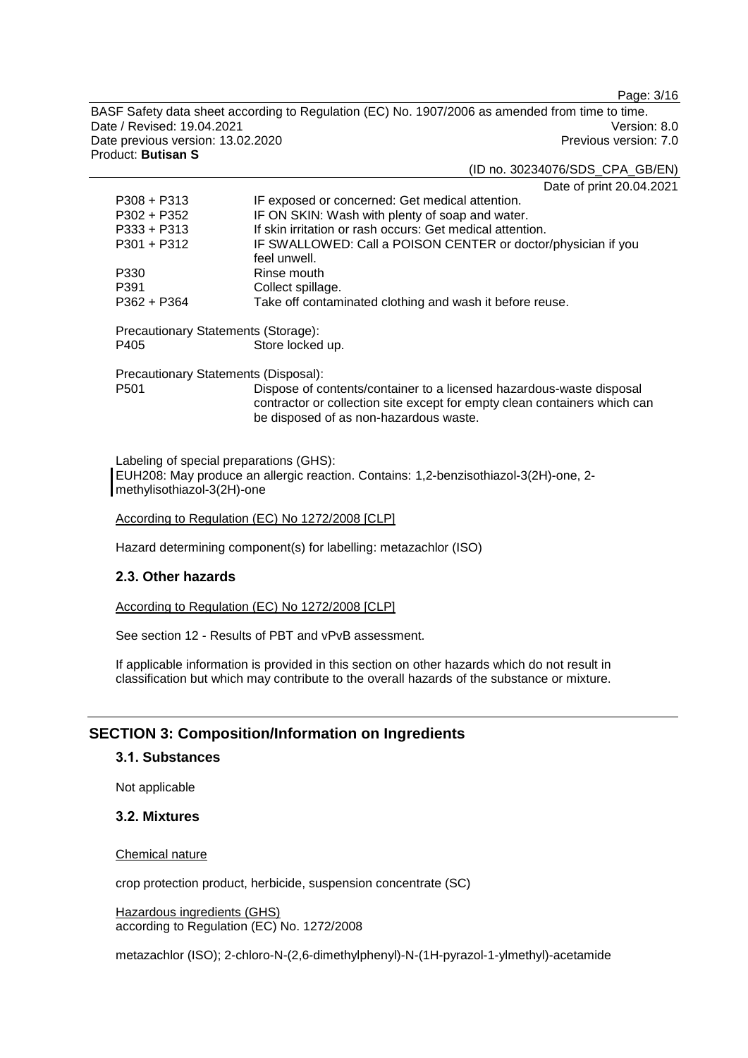| | |
|---|---|
| P308 + P313 | IF exposed or concerned: Get medical attention. |
| P302 + P352 | IF ON SKIN: Wash with plenty of soap and water. |
| P333 + P313 | If skin irritation or rash occurs: Get medical attention. |
| P301 + P312 | IF SWALLOWED: Call a POISON CENTER or doctor/physician if you feel unwell. |
| P330 | Rinse mouth |
| P391 | Collect spillage. |
| P362 + P364 | Take off contaminated clothing and wash it before reuse. |

Precautionary Statements (Storage):

| | |
|---|---|
| P405 | Store locked up. |

Precautionary Statements (Disposal):

| | |
|---|---|
| P501 | Dispose of contents/container to a licensed hazardous-waste disposal contractor or collection site except for empty clean containers which can be disposed of as non-hazardous waste. |

Labeling of special preparations (GHS):
EUH208: May produce an allergic reaction. Contains: 1,2-benzisothiazol-3(2H)-one, 2-methylisothiazol-3(2H)-one

According to Regulation (EC) No 1272/2008 [CLP]

Hazard determining component(s) for labelling: metazachlor (ISO)

### 2.3. Other hazards

According to Regulation (EC) No 1272/2008 [CLP]

See section 12 - Results of PBT and vPvB assessment.

If applicable information is provided in this section on other hazards which do not result in classification but which may contribute to the overall hazards of the substance or mixture.

## SECTION 3: Composition/Information on Ingredients

### 3.1. Substances

Not applicable

### 3.2. Mixtures

Chemical nature

crop protection product, herbicide, suspension concentrate (SC)

Hazardous ingredients (GHS)
according to Regulation (EC) No. 1272/2008

metazachlor (ISO); 2-chloro-N-(2,6-dimethylphenyl)-N-(1H-pyrazol-1-ylmethyl)-acetamide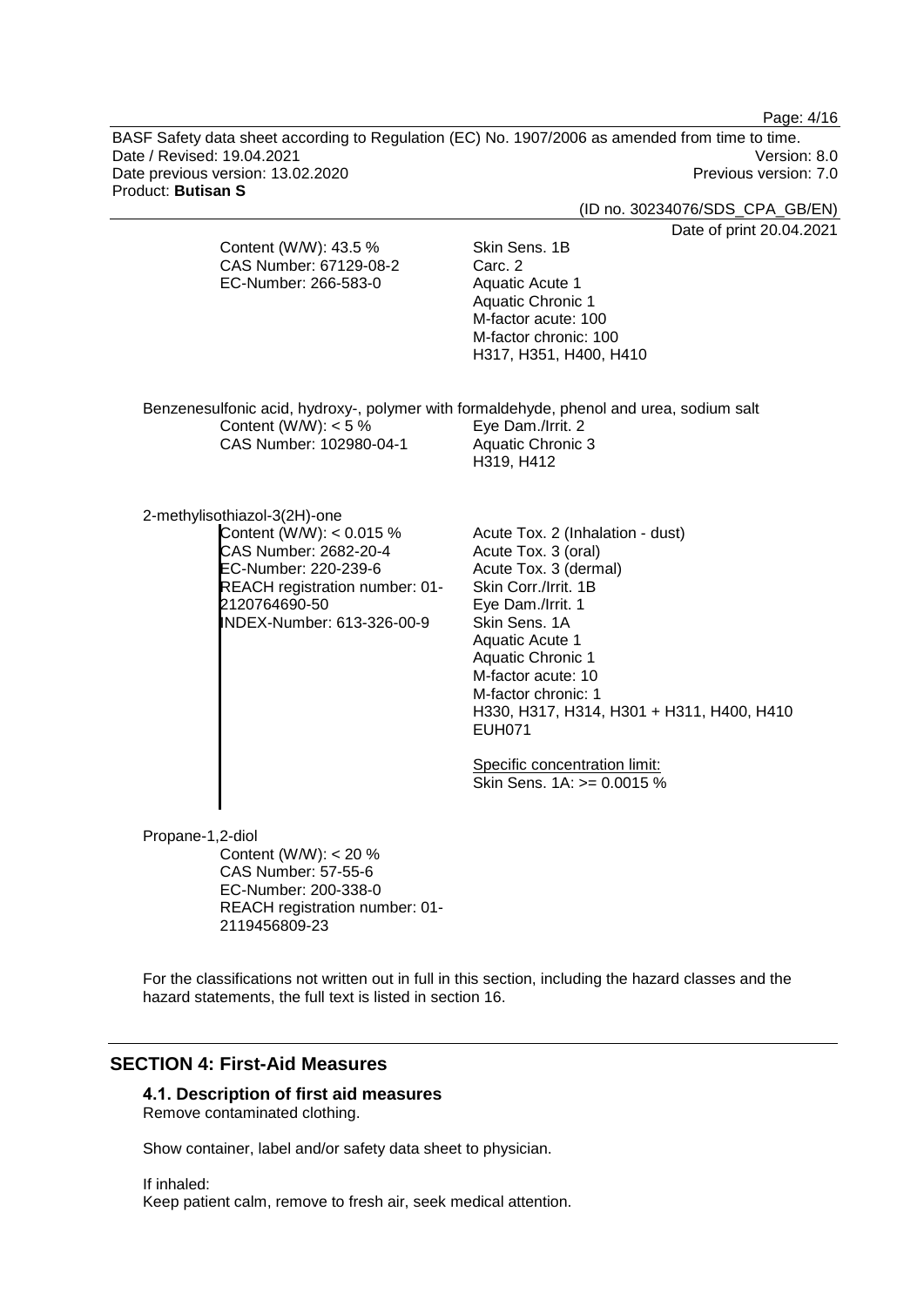Content (W/W): 43.5 %
CAS Number: 67129-08-2
EC-Number: 266-583-0

Skin Sens. 1B
Carc. 2
Aquatic Acute 1
Aquatic Chronic 1
M-factor acute: 100
M-factor chronic: 100
H317, H351, H400, H410

Benzenesulfonic acid, hydroxy-, polymer with formaldehyde, phenol and urea, sodium salt

Content (W/W): < 5 %
CAS Number: 102980-04-1

Eye Dam./Irrit. 2
Aquatic Chronic 3
H319, H412

2-methylisothiazol-3(2H)-one

Content (W/W): < 0.015 %
CAS Number: 2682-20-4
EC-Number: 220-239-6
REACH registration number: 01-2120764690-50
INDEX-Number: 613-326-00-9

Acute Tox. 2 (Inhalation - dust)
Acute Tox. 3 (oral)
Acute Tox. 3 (dermal)
Skin Corr./Irrit. 1B
Eye Dam./Irrit. 1
Skin Sens. 1A
Aquatic Acute 1
Aquatic Chronic 1
M-factor acute: 10
M-factor chronic: 1
H330, H317, H314, H301 + H311, H400, H410
EUH071

Specific concentration limit:
Skin Sens. 1A: >= 0.0015 %

Propane-1,2-diol

Content (W/W): < 20 %
CAS Number: 57-55-6
EC-Number: 200-338-0
REACH registration number: 01-2119456809-23

For the classifications not written out in full in this section, including the hazard classes and the hazard statements, the full text is listed in section 16.

## SECTION 4: First-Aid Measures

### 4.1. Description of first aid measures

Remove contaminated clothing.

Show container, label and/or safety data sheet to physician.

If inhaled:
Keep patient calm, remove to fresh air, seek medical attention.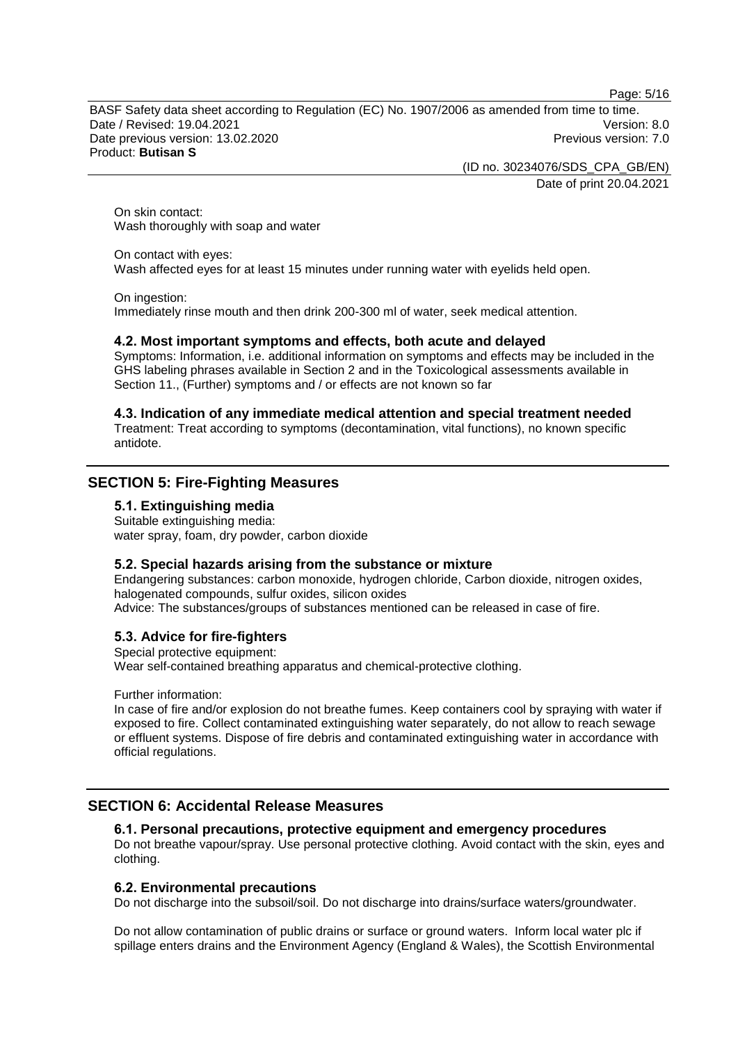On skin contact:
Wash thoroughly with soap and water

On contact with eyes:
Wash affected eyes for at least 15 minutes under running water with eyelids held open.

On ingestion:
Immediately rinse mouth and then drink 200-300 ml of water, seek medical attention.

### 4.2. Most important symptoms and effects, both acute and delayed

Symptoms: Information, i.e. additional information on symptoms and effects may be included in the GHS labeling phrases available in Section 2 and in the Toxicological assessments available in Section 11., (Further) symptoms and / or effects are not known so far

### 4.3. Indication of any immediate medical attention and special treatment needed

Treatment: Treat according to symptoms (decontamination, vital functions), no known specific antidote.

## SECTION 5: Fire-Fighting Measures

### 5.1. Extinguishing media

Suitable extinguishing media:
water spray, foam, dry powder, carbon dioxide

### 5.2. Special hazards arising from the substance or mixture

Endangering substances: carbon monoxide, hydrogen chloride, Carbon dioxide, nitrogen oxides, halogenated compounds, sulfur oxides, silicon oxides
Advice: The substances/groups of substances mentioned can be released in case of fire.

### 5.3. Advice for fire-fighters

Special protective equipment:
Wear self-contained breathing apparatus and chemical-protective clothing.

Further information:
In case of fire and/or explosion do not breathe fumes. Keep containers cool by spraying with water if exposed to fire. Collect contaminated extinguishing water separately, do not allow to reach sewage or effluent systems. Dispose of fire debris and contaminated extinguishing water in accordance with official regulations.

## SECTION 6: Accidental Release Measures

### 6.1. Personal precautions, protective equipment and emergency procedures

Do not breathe vapour/spray. Use personal protective clothing. Avoid contact with the skin, eyes and clothing.

### 6.2. Environmental precautions

Do not discharge into the subsoil/soil. Do not discharge into drains/surface waters/groundwater.

Do not allow contamination of public drains or surface or ground waters. Inform local water plc if spillage enters drains and the Environment Agency (England & Wales), the Scottish Environmental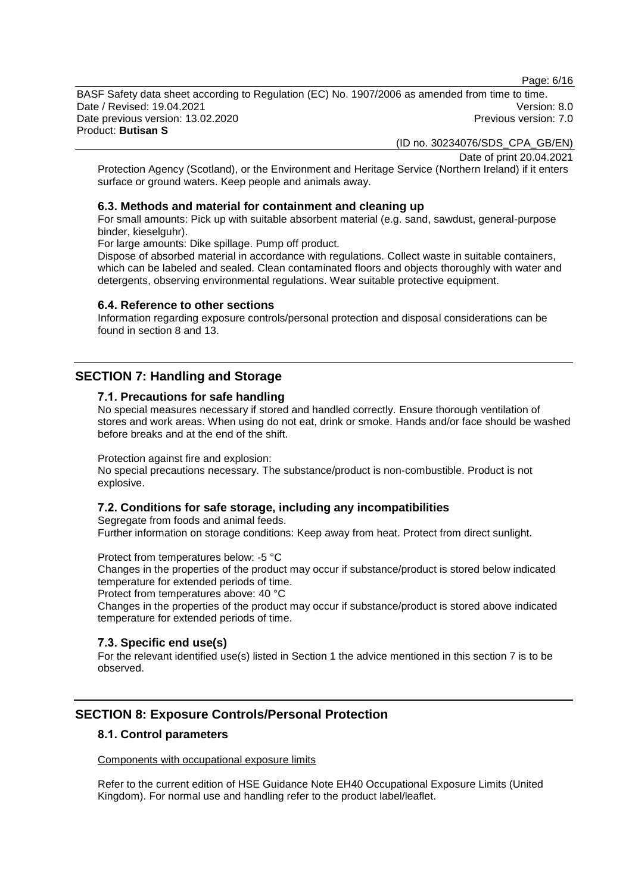Protection Agency (Scotland), or the Environment and Heritage Service (Northern Ireland) if it enters surface or ground waters. Keep people and animals away.

### 6.3. Methods and material for containment and cleaning up

For small amounts: Pick up with suitable absorbent material (e.g. sand, sawdust, general-purpose binder, kieselguhr).

For large amounts: Dike spillage. Pump off product.

Dispose of absorbed material in accordance with regulations. Collect waste in suitable containers, which can be labeled and sealed. Clean contaminated floors and objects thoroughly with water and detergents, observing environmental regulations. Wear suitable protective equipment.

### 6.4. Reference to other sections

Information regarding exposure controls/personal protection and disposal considerations can be found in section 8 and 13.

## SECTION 7: Handling and Storage

### 7.1. Precautions for safe handling

No special measures necessary if stored and handled correctly. Ensure thorough ventilation of stores and work areas. When using do not eat, drink or smoke. Hands and/or face should be washed before breaks and at the end of the shift.

Protection against fire and explosion:

No special precautions necessary. The substance/product is non-combustible. Product is not explosive.

### 7.2. Conditions for safe storage, including any incompatibilities

Segregate from foods and animal feeds.

Further information on storage conditions: Keep away from heat. Protect from direct sunlight.

Protect from temperatures below: -5 °C

Changes in the properties of the product may occur if substance/product is stored below indicated temperature for extended periods of time.

Protect from temperatures above: 40 °C

Changes in the properties of the product may occur if substance/product is stored above indicated temperature for extended periods of time.

### 7.3. Specific end use(s)

For the relevant identified use(s) listed in Section 1 the advice mentioned in this section 7 is to be observed.

## SECTION 8: Exposure Controls/Personal Protection

### 8.1. Control parameters

Components with occupational exposure limits

Refer to the current edition of HSE Guidance Note EH40 Occupational Exposure Limits (United Kingdom). For normal use and handling refer to the product label/leaflet.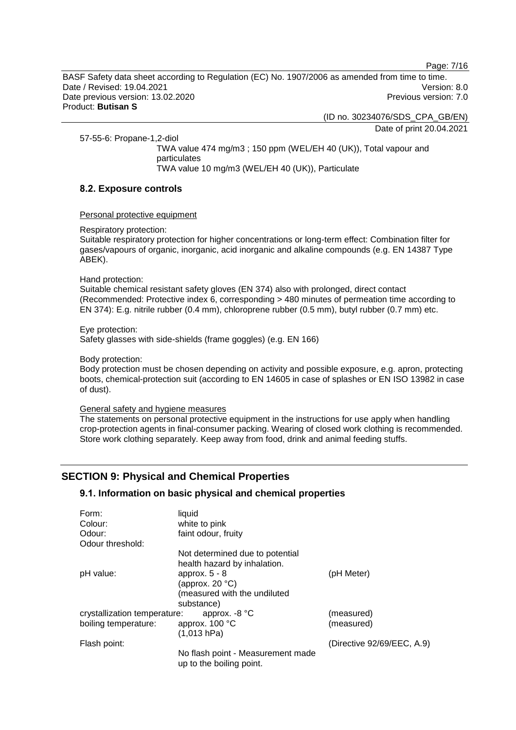57-55-6: Propane-1,2-diol

TWA value 474 mg/m3 ; 150 ppm (WEL/EH 40 (UK)), Total vapour and particulates
TWA value 10 mg/m3 (WEL/EH 40 (UK)), Particulate

### 8.2. Exposure controls

Personal protective equipment

Respiratory protection:
Suitable respiratory protection for higher concentrations or long-term effect: Combination filter for gases/vapours of organic, inorganic, acid inorganic and alkaline compounds (e.g. EN 14387 Type ABEK).

Hand protection:
Suitable chemical resistant safety gloves (EN 374) also with prolonged, direct contact (Recommended: Protective index 6, corresponding > 480 minutes of permeation time according to EN 374): E.g. nitrile rubber (0.4 mm), chloroprene rubber (0.5 mm), butyl rubber (0.7 mm) etc.

Eye protection:
Safety glasses with side-shields (frame goggles) (e.g. EN 166)

Body protection:
Body protection must be chosen depending on activity and possible exposure, e.g. apron, protecting boots, chemical-protection suit (according to EN 14605 in case of splashes or EN ISO 13982 in case of dust).

General safety and hygiene measures
The statements on personal protective equipment in the instructions for use apply when handling crop-protection agents in final-consumer packing. Wearing of closed work clothing is recommended. Store work clothing separately. Keep away from food, drink and animal feeding stuffs.

## SECTION 9: Physical and Chemical Properties

### 9.1. Information on basic physical and chemical properties

| | | |
|---|---|---|
| Form: | liquid | |
| Colour: | white to pink | |
| Odour: | faint odour, fruity | |
| Odour threshold: | Not determined due to potential health hazard by inhalation. | |
| pH value: | approx. 5 - 8 (approx. 20 °C) (measured with the undiluted substance) | (pH Meter) |
| crystallization temperature: | approx. -8 °C | (measured) |
| boiling temperature: | approx. 100 °C (1,013 hPa) | (measured) |
| Flash point: | No flash point - Measurement made up to the boiling point. | (Directive 92/69/EEC, A.9) |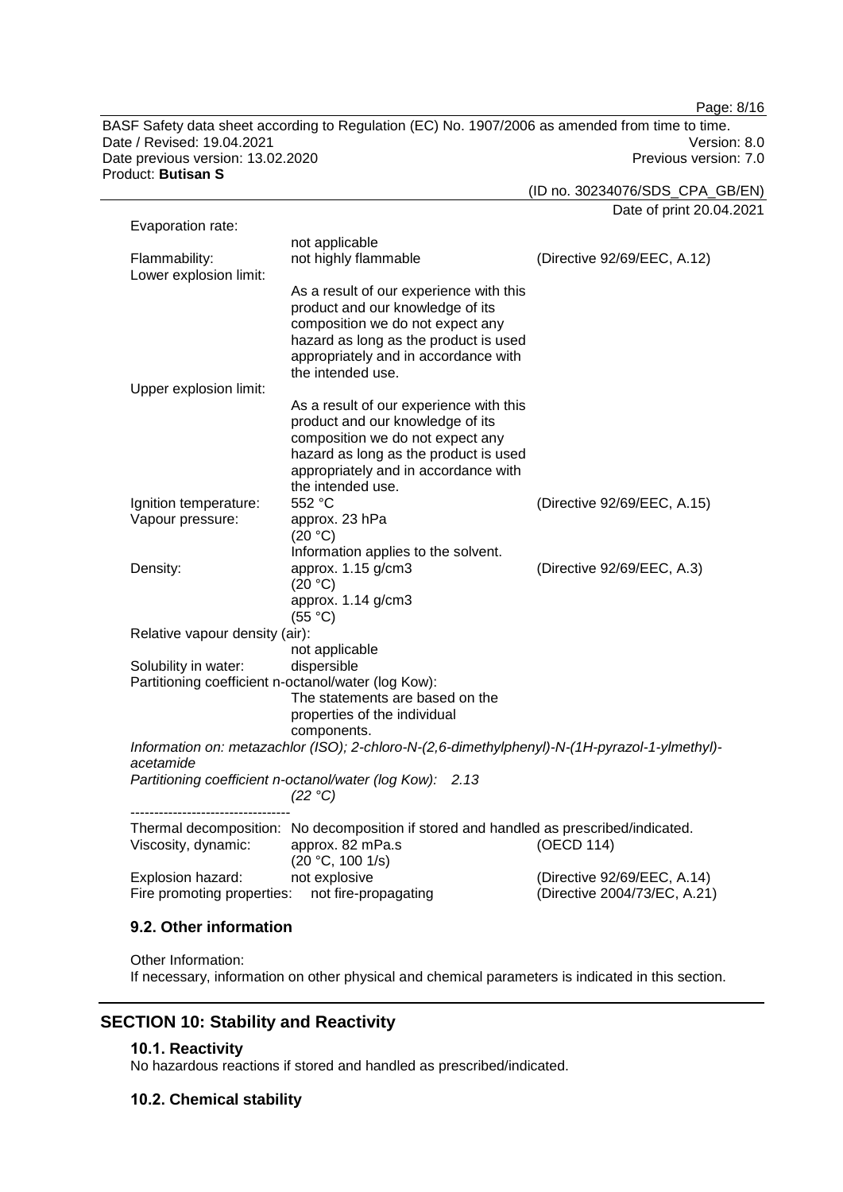| | | |
|---|---|---|
| Evaporation rate: | not applicable | |
| Flammability: | not highly flammable | (Directive 92/69/EEC, A.12) |
| Lower explosion limit: | As a result of our experience with this product and our knowledge of its composition we do not expect any hazard as long as the product is used appropriately and in accordance with the intended use. | |
| Upper explosion limit: | As a result of our experience with this product and our knowledge of its composition we do not expect any hazard as long as the product is used appropriately and in accordance with the intended use. | |
| Ignition temperature: | 552 °C | (Directive 92/69/EEC, A.15) |
| Vapour pressure: | approx. 23 hPa (20 °C) Information applies to the solvent. | |
| Density: | approx. 1.15 g/cm3 (20 °C) approx. 1.14 g/cm3 (55 °C) | (Directive 92/69/EEC, A.3) |
| Relative vapour density (air): | not applicable | |
| Solubility in water: | dispersible | |
| Partitioning coefficient n-octanol/water (log Kow): | The statements are based on the properties of the individual components. | |

*Information on: metazachlor (ISO); 2-chloro-N-(2,6-dimethylphenyl)-N-(1H-pyrazol-1-ylmethyl)-acetamide*

*Partitioning coefficient n-octanol/water (log Kow): 2.13 (22 °C)*

----------------------------------

| | | |
|---|---|---|
| Thermal decomposition: | No decomposition if stored and handled as prescribed/indicated. | |
| Viscosity, dynamic: | approx. 82 mPa.s (20 °C, 100 1/s) | (OECD 114) |
| Explosion hazard: | not explosive | (Directive 92/69/EEC, A.14) |
| Fire promoting properties: | not fire-propagating | (Directive 2004/73/EC, A.21) |

### 9.2. Other information

Other Information:
If necessary, information on other physical and chemical parameters is indicated in this section.

## SECTION 10: Stability and Reactivity

### 10.1. Reactivity

No hazardous reactions if stored and handled as prescribed/indicated.

### 10.2. Chemical stability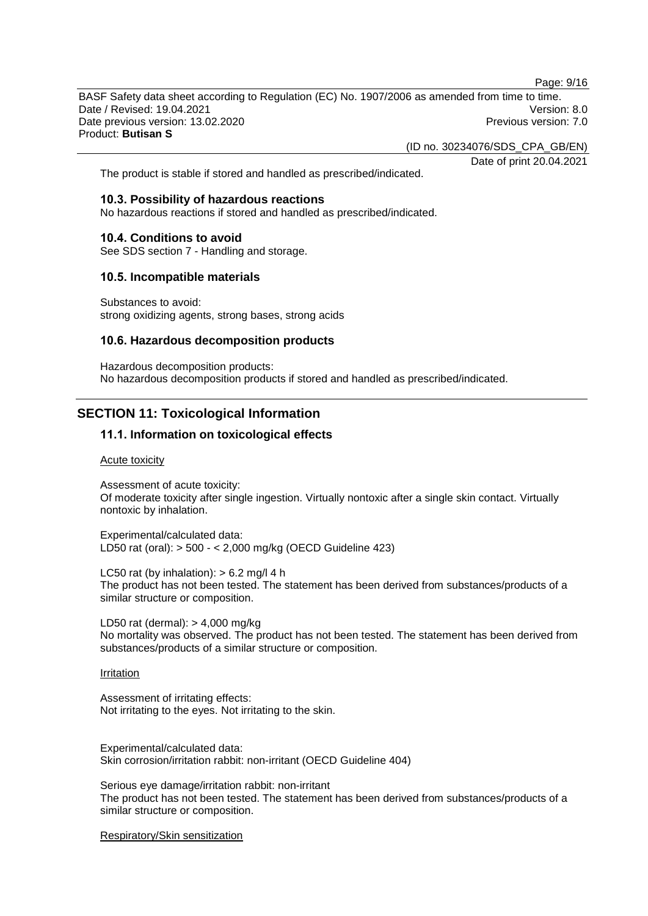The product is stable if stored and handled as prescribed/indicated.

### 10.3. Possibility of hazardous reactions

No hazardous reactions if stored and handled as prescribed/indicated.

### 10.4. Conditions to avoid

See SDS section 7 - Handling and storage.

### 10.5. Incompatible materials

Substances to avoid:
strong oxidizing agents, strong bases, strong acids

### 10.6. Hazardous decomposition products

Hazardous decomposition products:
No hazardous decomposition products if stored and handled as prescribed/indicated.

## SECTION 11: Toxicological Information

### 11.1. Information on toxicological effects

Acute toxicity

Assessment of acute toxicity:
Of moderate toxicity after single ingestion. Virtually nontoxic after a single skin contact. Virtually nontoxic by inhalation.

Experimental/calculated data:
LD50 rat (oral): > 500 - < 2,000 mg/kg (OECD Guideline 423)

LC50 rat (by inhalation): > 6.2 mg/l 4 h
The product has not been tested. The statement has been derived from substances/products of a similar structure or composition.

LD50 rat (dermal): > 4,000 mg/kg
No mortality was observed. The product has not been tested. The statement has been derived from substances/products of a similar structure or composition.

Irritation

Assessment of irritating effects:
Not irritating to the eyes. Not irritating to the skin.

Experimental/calculated data:
Skin corrosion/irritation rabbit: non-irritant (OECD Guideline 404)

Serious eye damage/irritation rabbit: non-irritant
The product has not been tested. The statement has been derived from substances/products of a similar structure or composition.

Respiratory/Skin sensitization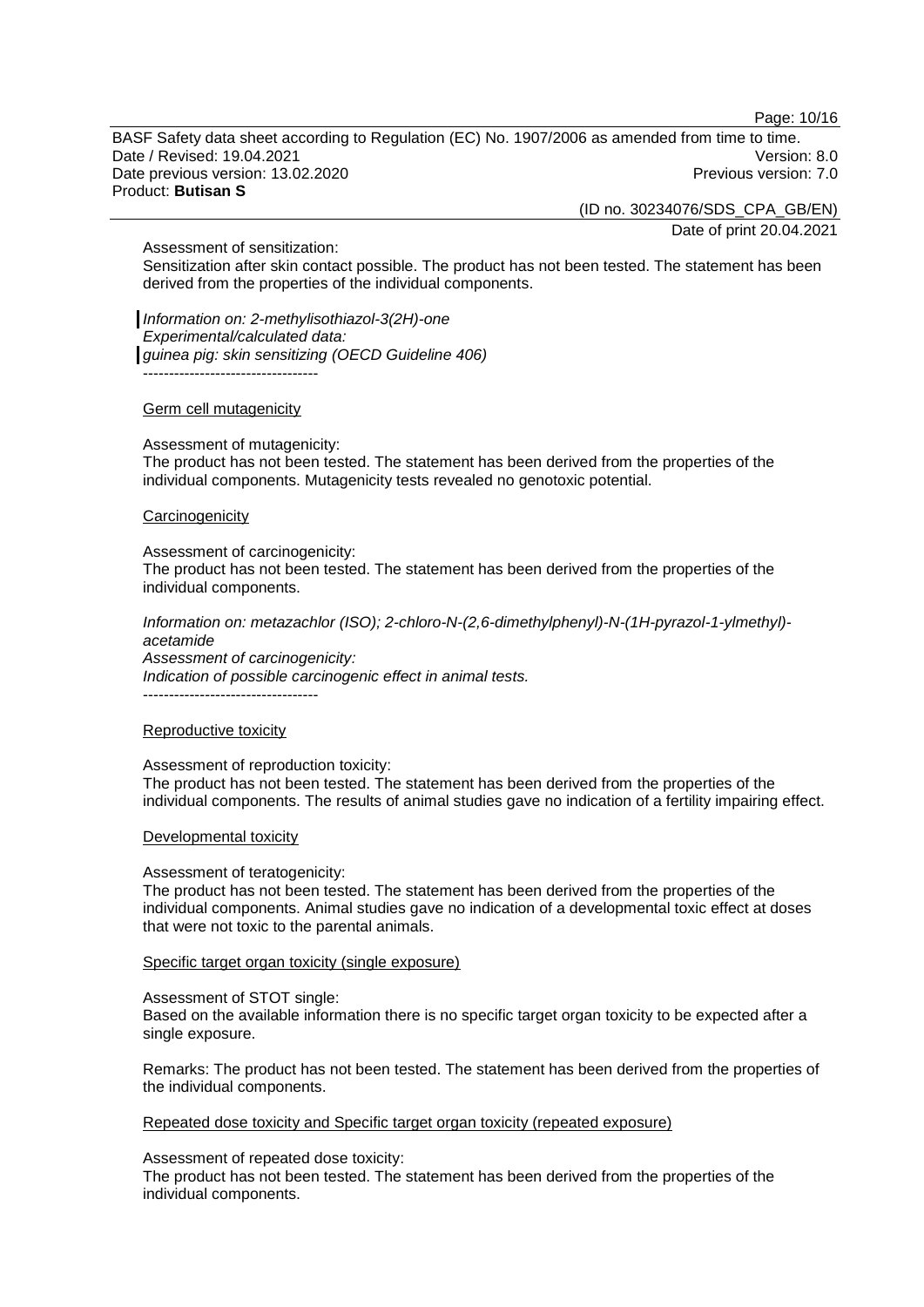Assessment of sensitization:
Sensitization after skin contact possible. The product has not been tested. The statement has been derived from the properties of the individual components.

*Information on: 2-methylisothiazol-3(2H)-one*
*Experimental/calculated data:*
*guinea pig: skin sensitizing (OECD Guideline 406)*

----------------------------------

Germ cell mutagenicity

Assessment of mutagenicity:
The product has not been tested. The statement has been derived from the properties of the individual components. Mutagenicity tests revealed no genotoxic potential.

Carcinogenicity

Assessment of carcinogenicity:
The product has not been tested. The statement has been derived from the properties of the individual components.

*Information on: metazachlor (ISO); 2-chloro-N-(2,6-dimethylphenyl)-N-(1H-pyrazol-1-ylmethyl)-acetamide*
*Assessment of carcinogenicity:*
*Indication of possible carcinogenic effect in animal tests.*

----------------------------------

Reproductive toxicity

Assessment of reproduction toxicity:
The product has not been tested. The statement has been derived from the properties of the individual components. The results of animal studies gave no indication of a fertility impairing effect.

Developmental toxicity

Assessment of teratogenicity:
The product has not been tested. The statement has been derived from the properties of the individual components. Animal studies gave no indication of a developmental toxic effect at doses that were not toxic to the parental animals.

Specific target organ toxicity (single exposure)

Assessment of STOT single:
Based on the available information there is no specific target organ toxicity to be expected after a single exposure.

Remarks: The product has not been tested. The statement has been derived from the properties of the individual components.

Repeated dose toxicity and Specific target organ toxicity (repeated exposure)

Assessment of repeated dose toxicity:
The product has not been tested. The statement has been derived from the properties of the individual components.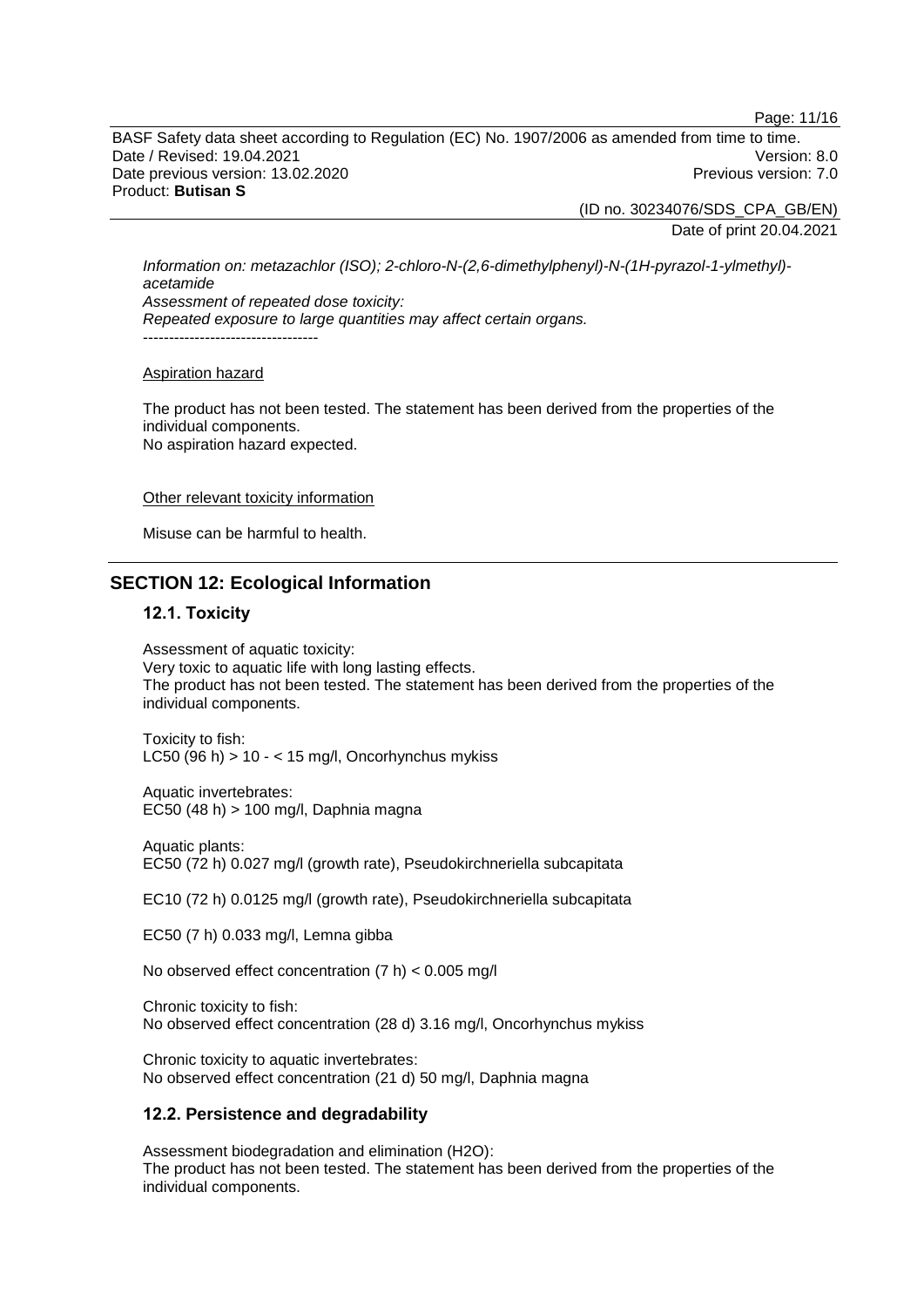*Information on: metazachlor (ISO); 2-chloro-N-(2,6-dimethylphenyl)-N-(1H-pyrazol-1-ylmethyl)-acetamide*
*Assessment of repeated dose toxicity:*
*Repeated exposure to large quantities may affect certain organs.*
----------------------------------

Aspiration hazard

The product has not been tested. The statement has been derived from the properties of the individual components.
No aspiration hazard expected.

Other relevant toxicity information

Misuse can be harmful to health.

## SECTION 12: Ecological Information

### 12.1. Toxicity

Assessment of aquatic toxicity:
Very toxic to aquatic life with long lasting effects.
The product has not been tested. The statement has been derived from the properties of the individual components.

Toxicity to fish:
LC50 (96 h) > 10 - < 15 mg/l, Oncorhynchus mykiss

Aquatic invertebrates:
EC50 (48 h) > 100 mg/l, Daphnia magna

Aquatic plants:
EC50 (72 h) 0.027 mg/l (growth rate), Pseudokirchneriella subcapitata

EC10 (72 h) 0.0125 mg/l (growth rate), Pseudokirchneriella subcapitata

EC50 (7 h) 0.033 mg/l, Lemna gibba

No observed effect concentration (7 h) < 0.005 mg/l

Chronic toxicity to fish:
No observed effect concentration (28 d) 3.16 mg/l, Oncorhynchus mykiss

Chronic toxicity to aquatic invertebrates:
No observed effect concentration (21 d) 50 mg/l, Daphnia magna

### 12.2. Persistence and degradability

Assessment biodegradation and elimination (H2O):
The product has not been tested. The statement has been derived from the properties of the individual components.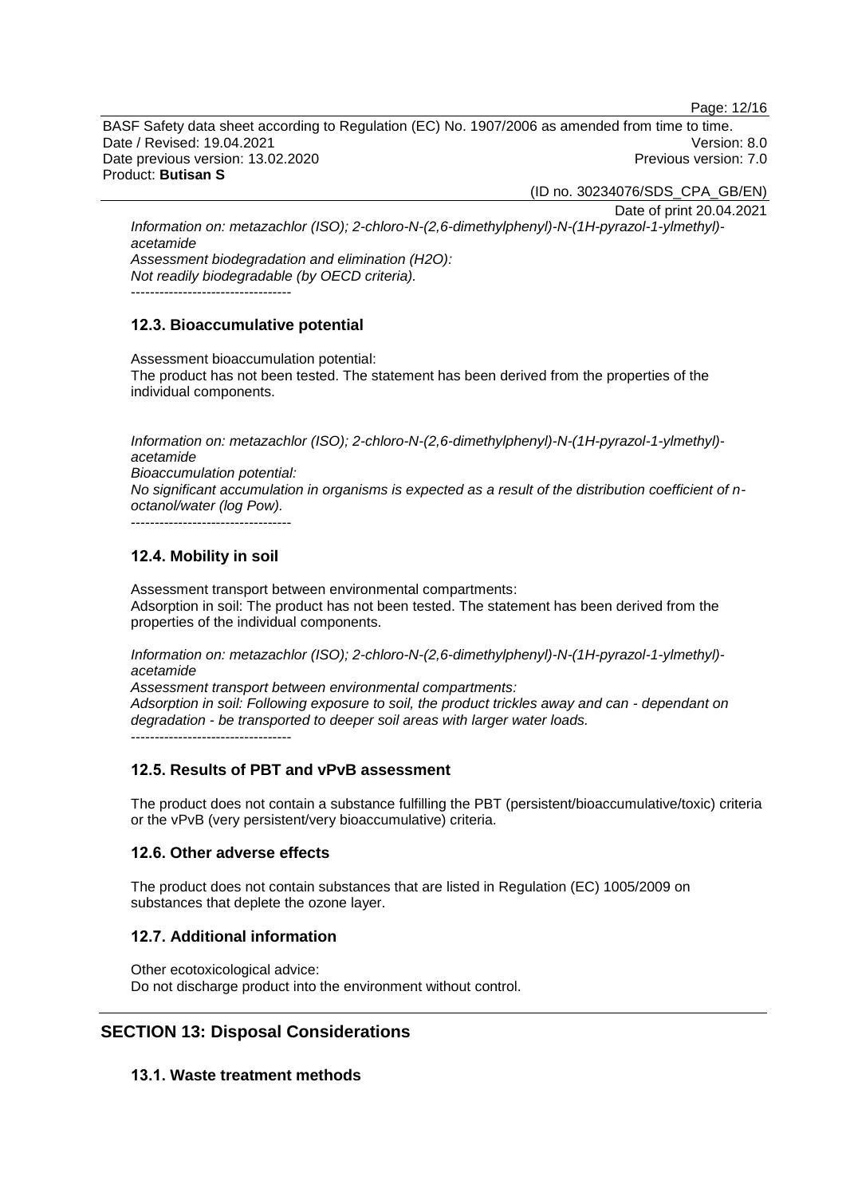*Information on: metazachlor (ISO); 2-chloro-N-(2,6-dimethylphenyl)-N-(1H-pyrazol-1-ylmethyl)-acetamide*
*Assessment biodegradation and elimination (H2O):*
*Not readily biodegradable (by OECD criteria).*
----------------------------------

### 12.3. Bioaccumulative potential

Assessment bioaccumulation potential:
The product has not been tested. The statement has been derived from the properties of the individual components.

*Information on: metazachlor (ISO); 2-chloro-N-(2,6-dimethylphenyl)-N-(1H-pyrazol-1-ylmethyl)-acetamide*
*Bioaccumulation potential:*
*No significant accumulation in organisms is expected as a result of the distribution coefficient of n-octanol/water (log Pow).*
----------------------------------

### 12.4. Mobility in soil

Assessment transport between environmental compartments:
Adsorption in soil: The product has not been tested. The statement has been derived from the properties of the individual components.

*Information on: metazachlor (ISO); 2-chloro-N-(2,6-dimethylphenyl)-N-(1H-pyrazol-1-ylmethyl)-acetamide*
*Assessment transport between environmental compartments:*
*Adsorption in soil: Following exposure to soil, the product trickles away and can - dependant on degradation - be transported to deeper soil areas with larger water loads.*
----------------------------------

### 12.5. Results of PBT and vPvB assessment

The product does not contain a substance fulfilling the PBT (persistent/bioaccumulative/toxic) criteria or the vPvB (very persistent/very bioaccumulative) criteria.

### 12.6. Other adverse effects

The product does not contain substances that are listed in Regulation (EC) 1005/2009 on substances that deplete the ozone layer.

### 12.7. Additional information

Other ecotoxicological advice:
Do not discharge product into the environment without control.

## SECTION 13: Disposal Considerations

### 13.1. Waste treatment methods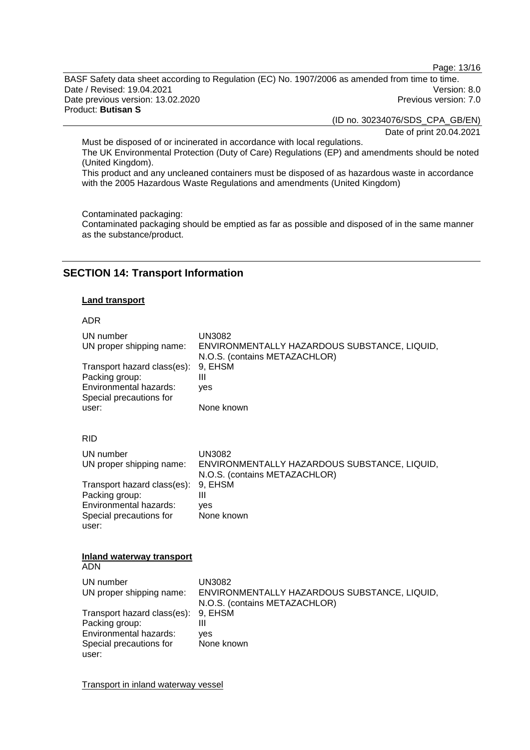Must be disposed of or incinerated in accordance with local regulations.
The UK Environmental Protection (Duty of Care) Regulations (EP) and amendments should be noted (United Kingdom).
This product and any uncleaned containers must be disposed of as hazardous waste in accordance with the 2005 Hazardous Waste Regulations and amendments (United Kingdom)

Contaminated packaging:
Contaminated packaging should be emptied as far as possible and disposed of in the same manner as the substance/product.

## SECTION 14: Transport Information

**Land transport**

ADR

| | |
|---|---|
| UN number | UN3082 |
| UN proper shipping name: | ENVIRONMENTALLY HAZARDOUS SUBSTANCE, LIQUID, N.O.S. (contains METAZACHLOR) |
| Transport hazard class(es): | 9, EHSM |
| Packing group: | III |
| Environmental hazards: | yes |
| Special precautions for user: | None known |

RID

| | |
|---|---|
| UN number | UN3082 |
| UN proper shipping name: | ENVIRONMENTALLY HAZARDOUS SUBSTANCE, LIQUID, N.O.S. (contains METAZACHLOR) |
| Transport hazard class(es): | 9, EHSM |
| Packing group: | III |
| Environmental hazards: | yes |
| Special precautions for user: | None known |

**Inland waterway transport**

ADN

| | |
|---|---|
| UN number | UN3082 |
| UN proper shipping name: | ENVIRONMENTALLY HAZARDOUS SUBSTANCE, LIQUID, N.O.S. (contains METAZACHLOR) |
| Transport hazard class(es): | 9, EHSM |
| Packing group: | III |
| Environmental hazards: | yes |
| Special precautions for user: | None known |

Transport in inland waterway vessel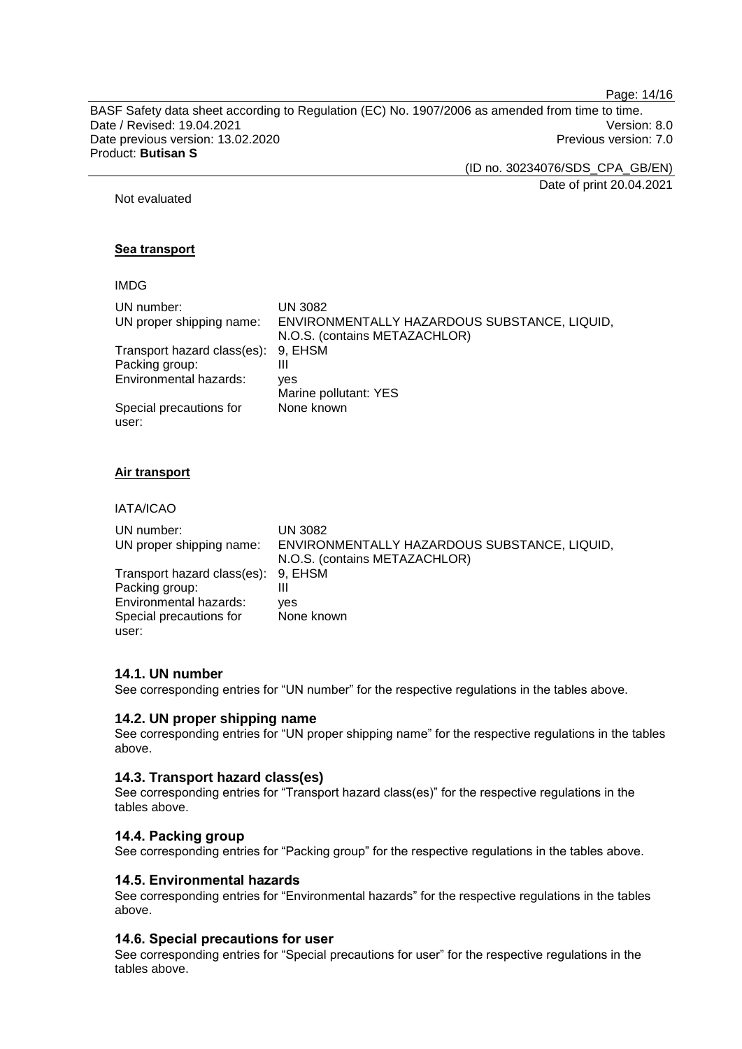Not evaluated

**Sea transport**

IMDG

| | |
|---|---|
| UN number: | UN 3082 |
| UN proper shipping name: | ENVIRONMENTALLY HAZARDOUS SUBSTANCE, LIQUID, N.O.S. (contains METAZACHLOR) |
| Transport hazard class(es): | 9, EHSM |
| Packing group: | III |
| Environmental hazards: | yes<br>Marine pollutant: YES |
| Special precautions for user: | None known |

**Air transport**

IATA/ICAO

| | |
|---|---|
| UN number: | UN 3082 |
| UN proper shipping name: | ENVIRONMENTALLY HAZARDOUS SUBSTANCE, LIQUID, N.O.S. (contains METAZACHLOR) |
| Transport hazard class(es): | 9, EHSM |
| Packing group: | III |
| Environmental hazards: | yes |
| Special precautions for user: | None known |

### 14.1. UN number

See corresponding entries for “UN number” for the respective regulations in the tables above.

### 14.2. UN proper shipping name

See corresponding entries for “UN proper shipping name” for the respective regulations in the tables above.

### 14.3. Transport hazard class(es)

See corresponding entries for “Transport hazard class(es)” for the respective regulations in the tables above.

### 14.4. Packing group

See corresponding entries for “Packing group” for the respective regulations in the tables above.

### 14.5. Environmental hazards

See corresponding entries for “Environmental hazards” for the respective regulations in the tables above.

### 14.6. Special precautions for user

See corresponding entries for “Special precautions for user” for the respective regulations in the tables above.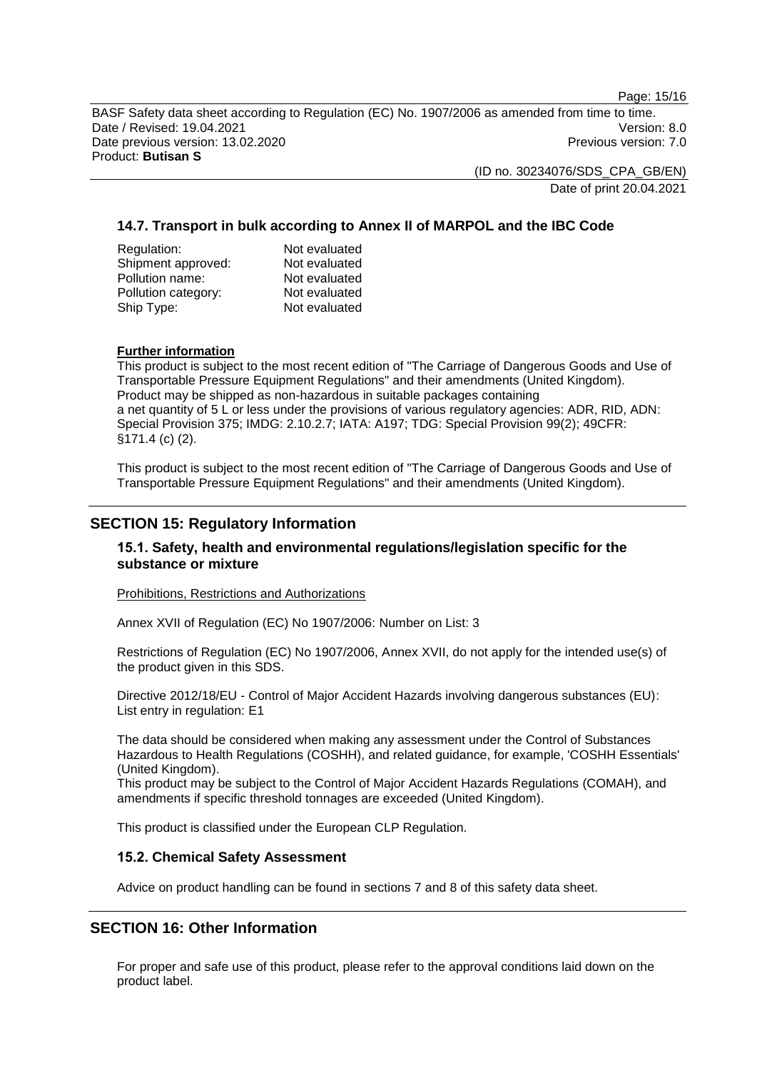### 14.7. Transport in bulk according to Annex II of MARPOL and the IBC Code

| | |
|---|---|
| Regulation: | Not evaluated |
| Shipment approved: | Not evaluated |
| Pollution name: | Not evaluated |
| Pollution category: | Not evaluated |
| Ship Type: | Not evaluated |

**Further information**

This product is subject to the most recent edition of "The Carriage of Dangerous Goods and Use of Transportable Pressure Equipment Regulations" and their amendments (United Kingdom).
Product may be shipped as non-hazardous in suitable packages containing a net quantity of 5 L or less under the provisions of various regulatory agencies: ADR, RID, ADN: Special Provision 375; IMDG: 2.10.2.7; IATA: A197; TDG: Special Provision 99(2); 49CFR: §171.4 (c) (2).

This product is subject to the most recent edition of "The Carriage of Dangerous Goods and Use of Transportable Pressure Equipment Regulations" and their amendments (United Kingdom).

## SECTION 15: Regulatory Information

### 15.1. Safety, health and environmental regulations/legislation specific for the substance or mixture

Prohibitions, Restrictions and Authorizations

Annex XVII of Regulation (EC) No 1907/2006: Number on List: 3

Restrictions of Regulation (EC) No 1907/2006, Annex XVII, do not apply for the intended use(s) of the product given in this SDS.

Directive 2012/18/EU - Control of Major Accident Hazards involving dangerous substances (EU): List entry in regulation: E1

The data should be considered when making any assessment under the Control of Substances Hazardous to Health Regulations (COSHH), and related guidance, for example, 'COSHH Essentials' (United Kingdom).
This product may be subject to the Control of Major Accident Hazards Regulations (COMAH), and amendments if specific threshold tonnages are exceeded (United Kingdom).

This product is classified under the European CLP Regulation.

### 15.2. Chemical Safety Assessment

Advice on product handling can be found in sections 7 and 8 of this safety data sheet.

## SECTION 16: Other Information

For proper and safe use of this product, please refer to the approval conditions laid down on the product label.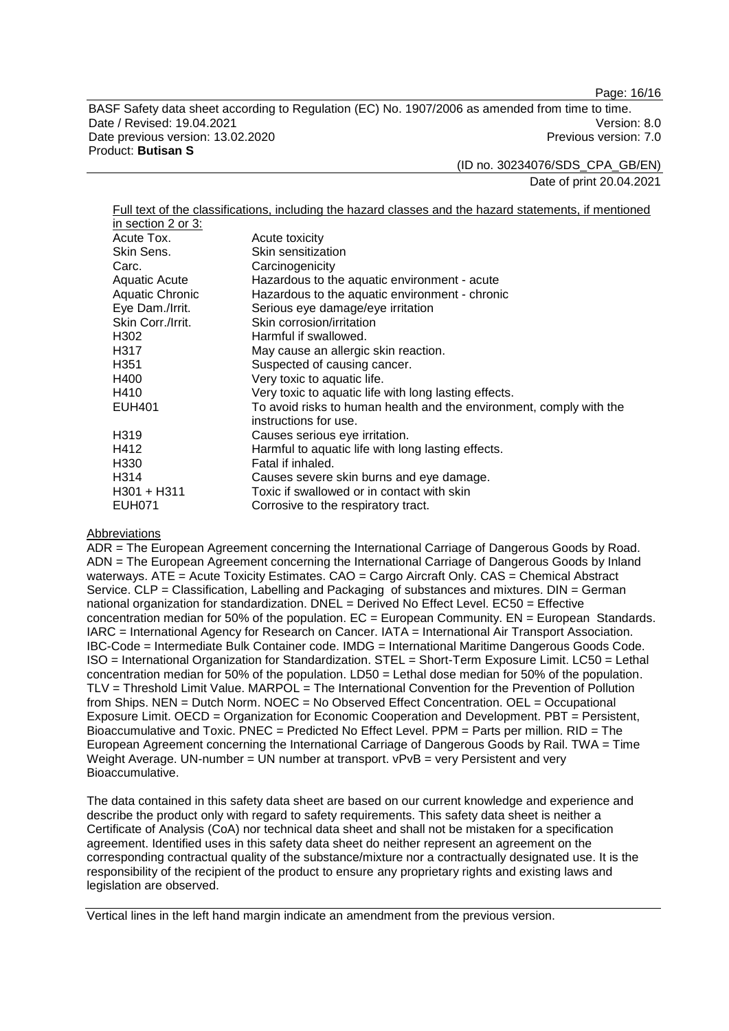Full text of the classifications, including the hazard classes and the hazard statements, if mentioned in section 2 or 3:

| | |
|---|---|
| Acute Tox. | Acute toxicity |
| Skin Sens. | Skin sensitization |
| Carc. | Carcinogenicity |
| Aquatic Acute | Hazardous to the aquatic environment - acute |
| Aquatic Chronic | Hazardous to the aquatic environment - chronic |
| Eye Dam./Irrit. | Serious eye damage/eye irritation |
| Skin Corr./Irrit. | Skin corrosion/irritation |
| H302 | Harmful if swallowed. |
| H317 | May cause an allergic skin reaction. |
| H351 | Suspected of causing cancer. |
| H400 | Very toxic to aquatic life. |
| H410 | Very toxic to aquatic life with long lasting effects. |
| EUH401 | To avoid risks to human health and the environment, comply with the instructions for use. |
| H319 | Causes serious eye irritation. |
| H412 | Harmful to aquatic life with long lasting effects. |
| H330 | Fatal if inhaled. |
| H314 | Causes severe skin burns and eye damage. |
| H301 + H311 | Toxic if swallowed or in contact with skin |
| EUH071 | Corrosive to the respiratory tract. |

Abbreviations

ADR = The European Agreement concerning the International Carriage of Dangerous Goods by Road. ADN = The European Agreement concerning the International Carriage of Dangerous Goods by Inland waterways. ATE = Acute Toxicity Estimates. CAO = Cargo Aircraft Only. CAS = Chemical Abstract Service. CLP = Classification, Labelling and Packaging of substances and mixtures. DIN = German national organization for standardization. DNEL = Derived No Effect Level. EC50 = Effective concentration median for 50% of the population. EC = European Community. EN = European Standards. IARC = International Agency for Research on Cancer. IATA = International Air Transport Association. IBC-Code = Intermediate Bulk Container code. IMDG = International Maritime Dangerous Goods Code. ISO = International Organization for Standardization. STEL = Short-Term Exposure Limit. LC50 = Lethal concentration median for 50% of the population. LD50 = Lethal dose median for 50% of the population. TLV = Threshold Limit Value. MARPOL = The International Convention for the Prevention of Pollution from Ships. NEN = Dutch Norm. NOEC = No Observed Effect Concentration. OEL = Occupational Exposure Limit. OECD = Organization for Economic Cooperation and Development. PBT = Persistent, Bioaccumulative and Toxic. PNEC = Predicted No Effect Level. PPM = Parts per million. RID = The European Agreement concerning the International Carriage of Dangerous Goods by Rail. TWA = Time Weight Average. UN-number = UN number at transport. vPvB = very Persistent and very Bioaccumulative.

The data contained in this safety data sheet are based on our current knowledge and experience and describe the product only with regard to safety requirements. This safety data sheet is neither a Certificate of Analysis (CoA) nor technical data sheet and shall not be mistaken for a specification agreement. Identified uses in this safety data sheet do neither represent an agreement on the corresponding contractual quality of the substance/mixture nor a contractually designated use. It is the responsibility of the recipient of the product to ensure any proprietary rights and existing laws and legislation are observed.

Vertical lines in the left hand margin indicate an amendment from the previous version.